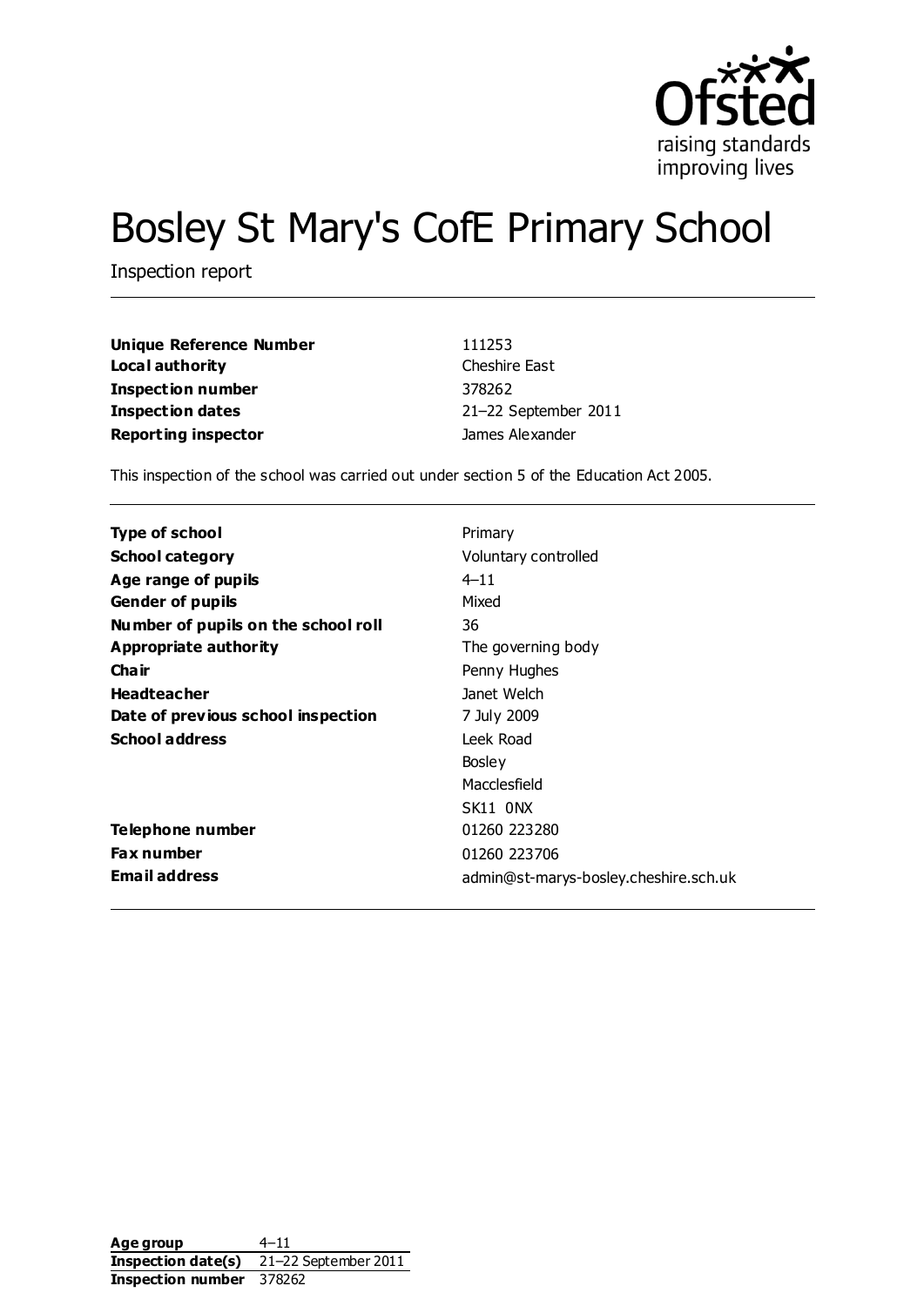# Bosley St Mary's CofE Primary School

Inspection report

| | |
|---|---|
| **Unique Reference Number** | 111253 |
| **Local authority** | Cheshire East |
| **Inspection number** | 378262 |
| **Inspection dates** | 21–22 September 2011 |
| **Reporting inspector** | James Alexander |

This inspection of the school was carried out under section 5 of the Education Act 2005.

| | |
|---|---|
| **Type of school** | Primary |
| **School category** | Voluntary controlled |
| **Age range of pupils** | 4–11 |
| **Gender of pupils** | Mixed |
| **Number of pupils on the school roll** | 36 |
| **Appropriate authority** | The governing body |
| **Chair** | Penny Hughes |
| **Headteacher** | Janet Welch |
| **Date of previous school inspection** | 7 July 2009 |
| **School address** | Leek Road<br>Bosley<br>Macclesfield<br>SK11 0NX |
| **Telephone number** | 01260 223280 |
| **Fax number** | 01260 223706 |
| **Email address** | admin@st-marys-bosley.cheshire.sch.uk |

| | |
|---|---|
| **Age group** | 4–11 |
| **Inspection date(s)** | 21–22 September 2011 |
| **Inspection number** | 378262 |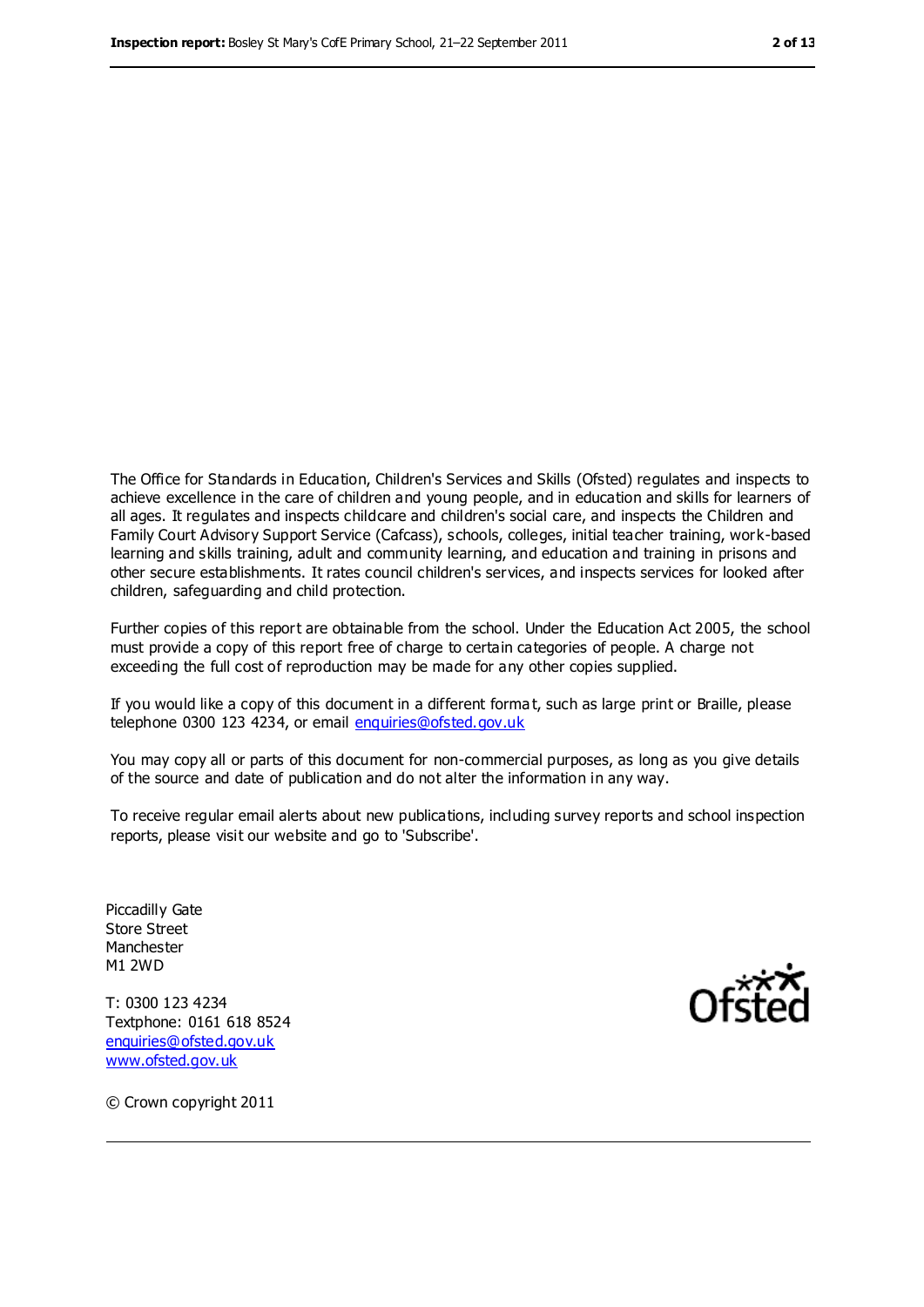The Office for Standards in Education, Children's Services and Skills (Ofsted) regulates and inspects to achieve excellence in the care of children and young people, and in education and skills for learners of all ages. It regulates and inspects childcare and children's social care, and inspects the Children and Family Court Advisory Support Service (Cafcass), schools, colleges, initial teacher training, work-based learning and skills training, adult and community learning, and education and training in prisons and other secure establishments. It rates council children's services, and inspects services for looked after children, safeguarding and child protection.

Further copies of this report are obtainable from the school. Under the Education Act 2005, the school must provide a copy of this report free of charge to certain categories of people. A charge not exceeding the full cost of reproduction may be made for any other copies supplied.

If you would like a copy of this document in a different format, such as large print or Braille, please telephone 0300 123 4234, or email enquiries@ofsted.gov.uk

You may copy all or parts of this document for non-commercial purposes, as long as you give details of the source and date of publication and do not alter the information in any way.

To receive regular email alerts about new publications, including survey reports and school inspection reports, please visit our website and go to 'Subscribe'.

Piccadilly Gate
Store Street
Manchester
M1 2WD

T: 0300 123 4234
Textphone: 0161 618 8524
enquiries@ofsted.gov.uk
www.ofsted.gov.uk

Ofsted

© Crown copyright 2011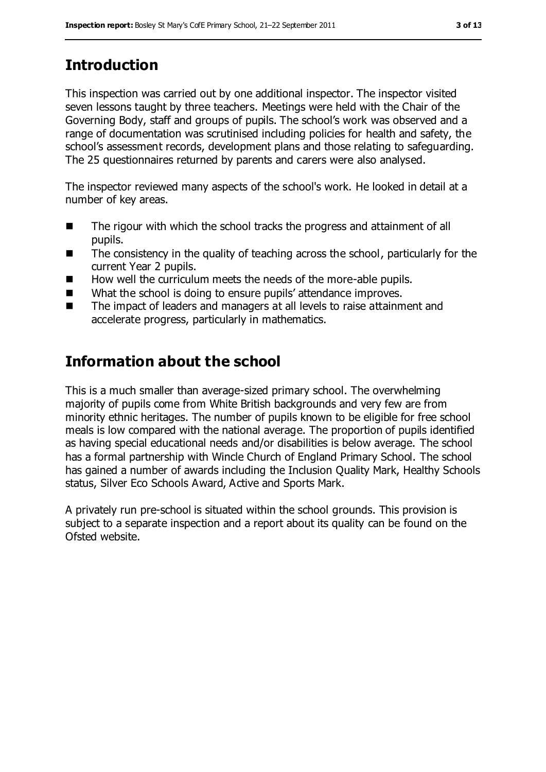## Introduction

This inspection was carried out by one additional inspector. The inspector visited seven lessons taught by three teachers. Meetings were held with the Chair of the Governing Body, staff and groups of pupils. The school's work was observed and a range of documentation was scrutinised including policies for health and safety, the school's assessment records, development plans and those relating to safeguarding. The 25 questionnaires returned by parents and carers were also analysed.

The inspector reviewed many aspects of the school's work. He looked in detail at a number of key areas.

- The rigour with which the school tracks the progress and attainment of all pupils.
- The consistency in the quality of teaching across the school, particularly for the current Year 2 pupils.
- How well the curriculum meets the needs of the more-able pupils.
- What the school is doing to ensure pupils' attendance improves.
- The impact of leaders and managers at all levels to raise attainment and accelerate progress, particularly in mathematics.

## Information about the school

This is a much smaller than average-sized primary school. The overwhelming majority of pupils come from White British backgrounds and very few are from minority ethnic heritages. The number of pupils known to be eligible for free school meals is low compared with the national average. The proportion of pupils identified as having special educational needs and/or disabilities is below average. The school has a formal partnership with Wincle Church of England Primary School. The school has gained a number of awards including the Inclusion Quality Mark, Healthy Schools status, Silver Eco Schools Award, Active and Sports Mark.

A privately run pre-school is situated within the school grounds. This provision is subject to a separate inspection and a report about its quality can be found on the Ofsted website.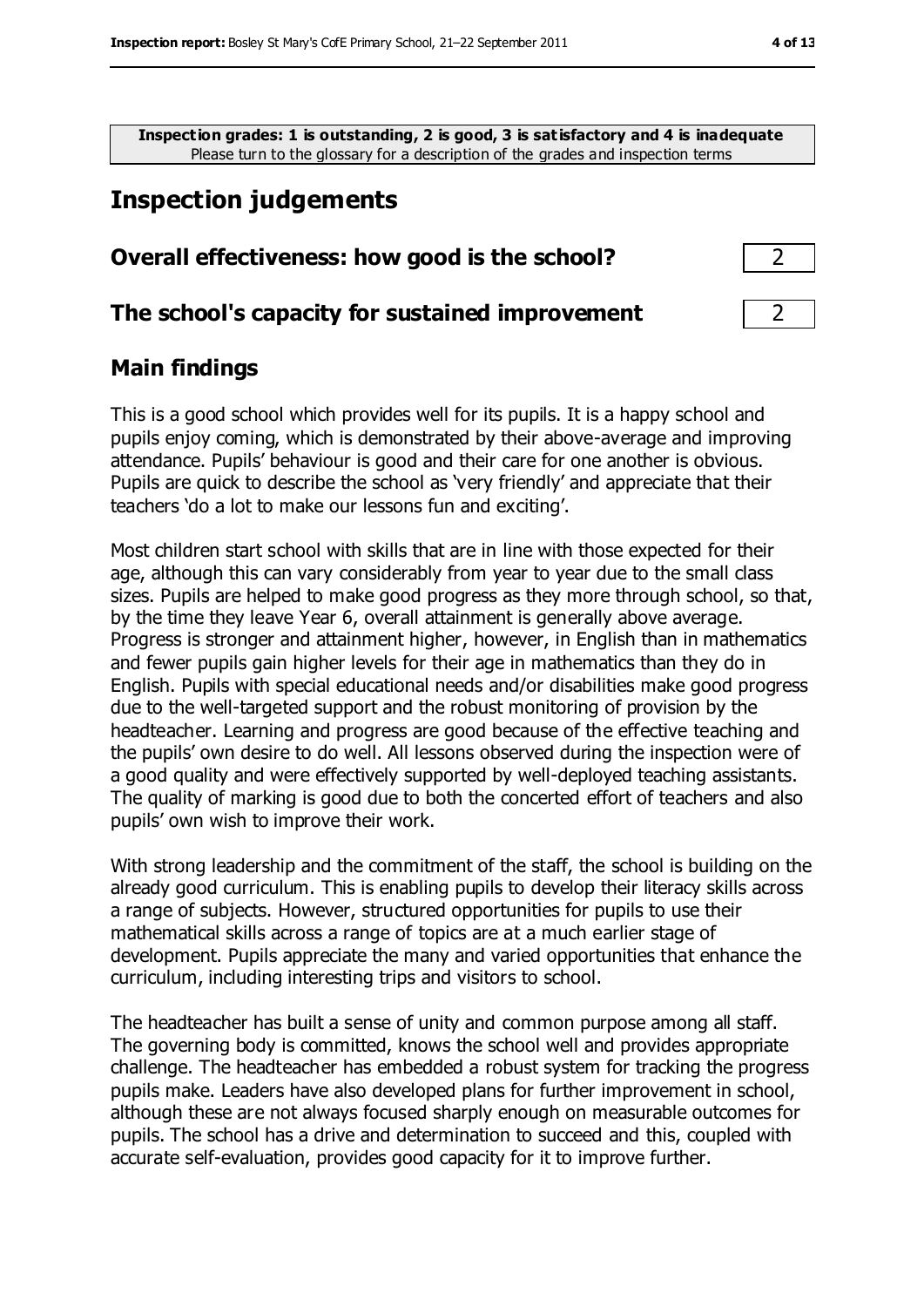**Inspection grades: 1 is outstanding, 2 is good, 3 is satisfactory and 4 is inadequate**
Please turn to the glossary for a description of the grades and inspection terms

# Inspection judgements

| Overall effectiveness: how good is the school? | 2 |
|---|---|
| **The school's capacity for sustained improvement** | 2 |

## Main findings

This is a good school which provides well for its pupils. It is a happy school and pupils enjoy coming, which is demonstrated by their above-average and improving attendance. Pupils' behaviour is good and their care for one another is obvious. Pupils are quick to describe the school as 'very friendly' and appreciate that their teachers 'do a lot to make our lessons fun and exciting'.

Most children start school with skills that are in line with those expected for their age, although this can vary considerably from year to year due to the small class sizes. Pupils are helped to make good progress as they more through school, so that, by the time they leave Year 6, overall attainment is generally above average. Progress is stronger and attainment higher, however, in English than in mathematics and fewer pupils gain higher levels for their age in mathematics than they do in English. Pupils with special educational needs and/or disabilities make good progress due to the well-targeted support and the robust monitoring of provision by the headteacher. Learning and progress are good because of the effective teaching and the pupils' own desire to do well. All lessons observed during the inspection were of a good quality and were effectively supported by well-deployed teaching assistants. The quality of marking is good due to both the concerted effort of teachers and also pupils' own wish to improve their work.

With strong leadership and the commitment of the staff, the school is building on the already good curriculum. This is enabling pupils to develop their literacy skills across a range of subjects. However, structured opportunities for pupils to use their mathematical skills across a range of topics are at a much earlier stage of development. Pupils appreciate the many and varied opportunities that enhance the curriculum, including interesting trips and visitors to school.

The headteacher has built a sense of unity and common purpose among all staff. The governing body is committed, knows the school well and provides appropriate challenge. The headteacher has embedded a robust system for tracking the progress pupils make. Leaders have also developed plans for further improvement in school, although these are not always focused sharply enough on measurable outcomes for pupils. The school has a drive and determination to succeed and this, coupled with accurate self-evaluation, provides good capacity for it to improve further.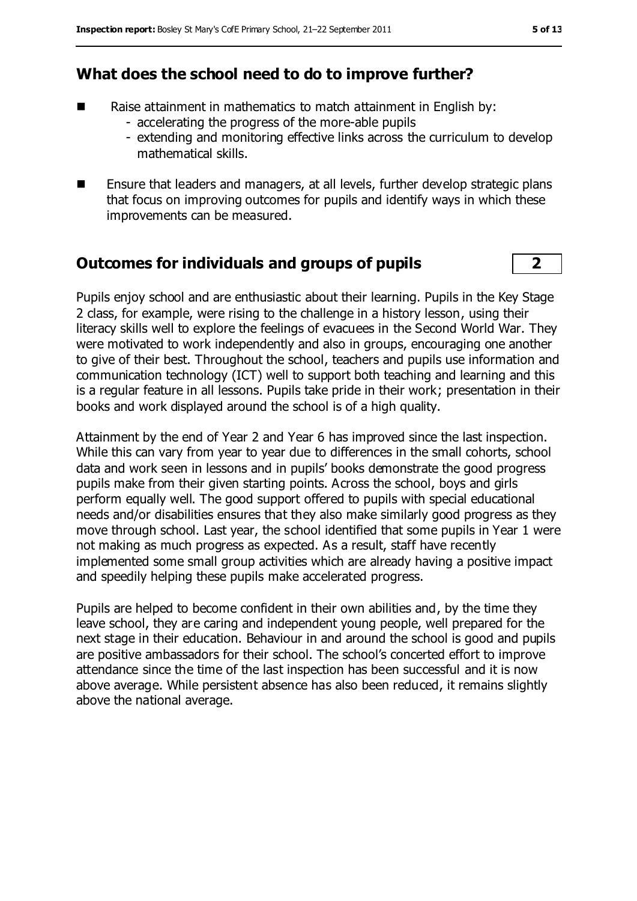## What does the school need to do to improve further?

- Raise attainment in mathematics to match attainment in English by:
  - accelerating the progress of the more-able pupils
  - extending and monitoring effective links across the curriculum to develop mathematical skills.
- Ensure that leaders and managers, at all levels, further develop strategic plans that focus on improving outcomes for pupils and identify ways in which these improvements can be measured.

## Outcomes for individuals and groups of pupils **2**

Pupils enjoy school and are enthusiastic about their learning. Pupils in the Key Stage 2 class, for example, were rising to the challenge in a history lesson, using their literacy skills well to explore the feelings of evacuees in the Second World War. They were motivated to work independently and also in groups, encouraging one another to give of their best. Throughout the school, teachers and pupils use information and communication technology (ICT) well to support both teaching and learning and this is a regular feature in all lessons. Pupils take pride in their work; presentation in their books and work displayed around the school is of a high quality.

Attainment by the end of Year 2 and Year 6 has improved since the last inspection. While this can vary from year to year due to differences in the small cohorts, school data and work seen in lessons and in pupils' books demonstrate the good progress pupils make from their given starting points. Across the school, boys and girls perform equally well. The good support offered to pupils with special educational needs and/or disabilities ensures that they also make similarly good progress as they move through school. Last year, the school identified that some pupils in Year 1 were not making as much progress as expected. As a result, staff have recently implemented some small group activities which are already having a positive impact and speedily helping these pupils make accelerated progress.

Pupils are helped to become confident in their own abilities and, by the time they leave school, they are caring and independent young people, well prepared for the next stage in their education. Behaviour in and around the school is good and pupils are positive ambassadors for their school. The school's concerted effort to improve attendance since the time of the last inspection has been successful and it is now above average. While persistent absence has also been reduced, it remains slightly above the national average.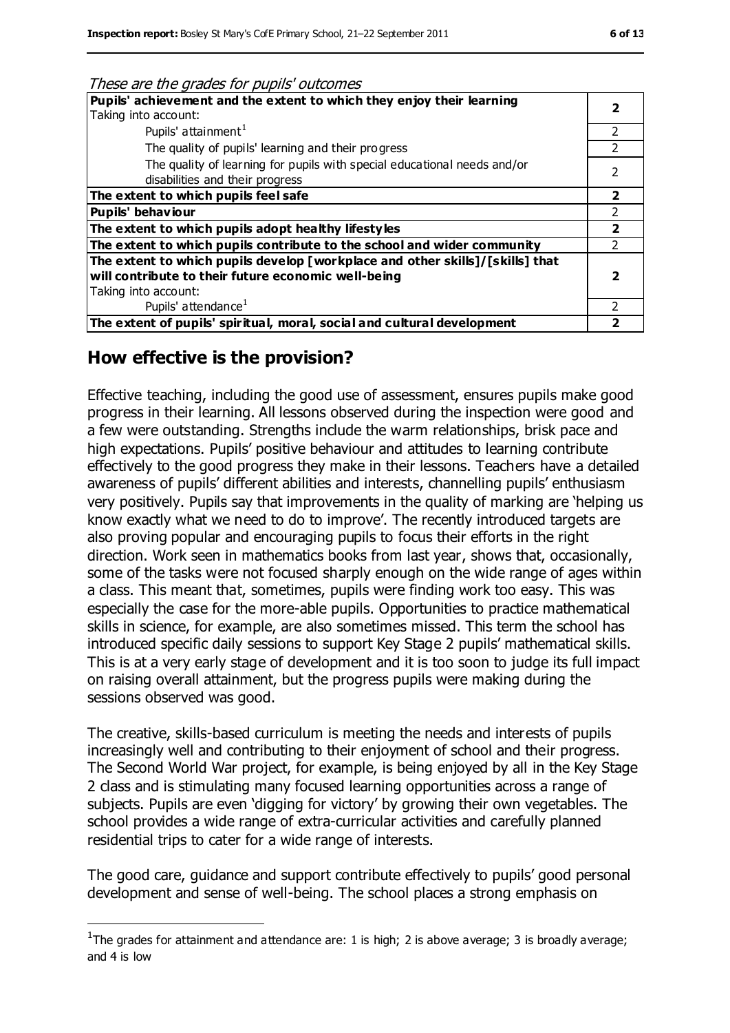*These are the grades for pupils' outcomes*

| | |
|---|---|
| **Pupils' achievement and the extent to which they enjoy their learning**<br>Taking into account: | **2** |
| Pupils' attainment[1] | 2 |
| The quality of pupils' learning and their progress | 2 |
| The quality of learning for pupils with special educational needs and/or disabilities and their progress | 2 |
| **The extent to which pupils feel safe** | **2** |
| **Pupils' behaviour** | 2 |
| **The extent to which pupils adopt healthy lifestyles** | **2** |
| **The extent to which pupils contribute to the school and wider community** | 2 |
| **The extent to which pupils develop [workplace and other skills]/[skills] that will contribute to their future economic well-being**<br>Taking into account: | **2** |
| Pupils' attendance[1] | 2 |
| **The extent of pupils' spiritual, moral, social and cultural development** | **2** |

## How effective is the provision?

Effective teaching, including the good use of assessment, ensures pupils make good progress in their learning. All lessons observed during the inspection were good and a few were outstanding. Strengths include the warm relationships, brisk pace and high expectations. Pupils' positive behaviour and attitudes to learning contribute effectively to the good progress they make in their lessons. Teachers have a detailed awareness of pupils' different abilities and interests, channelling pupils' enthusiasm very positively. Pupils say that improvements in the quality of marking are 'helping us know exactly what we need to do to improve'. The recently introduced targets are also proving popular and encouraging pupils to focus their efforts in the right direction. Work seen in mathematics books from last year, shows that, occasionally, some of the tasks were not focused sharply enough on the wide range of ages within a class. This meant that, sometimes, pupils were finding work too easy. This was especially the case for the more-able pupils. Opportunities to practice mathematical skills in science, for example, are also sometimes missed. This term the school has introduced specific daily sessions to support Key Stage 2 pupils' mathematical skills. This is at a very early stage of development and it is too soon to judge its full impact on raising overall attainment, but the progress pupils were making during the sessions observed was good.

The creative, skills-based curriculum is meeting the needs and interests of pupils increasingly well and contributing to their enjoyment of school and their progress. The Second World War project, for example, is being enjoyed by all in the Key Stage 2 class and is stimulating many focused learning opportunities across a range of subjects. Pupils are even 'digging for victory' by growing their own vegetables. The school provides a wide range of extra-curricular activities and carefully planned residential trips to cater for a wide range of interests.

The good care, guidance and support contribute effectively to pupils' good personal development and sense of well-being. The school places a strong emphasis on

[1] The grades for attainment and attendance are: 1 is high; 2 is above average; 3 is broadly average; and 4 is low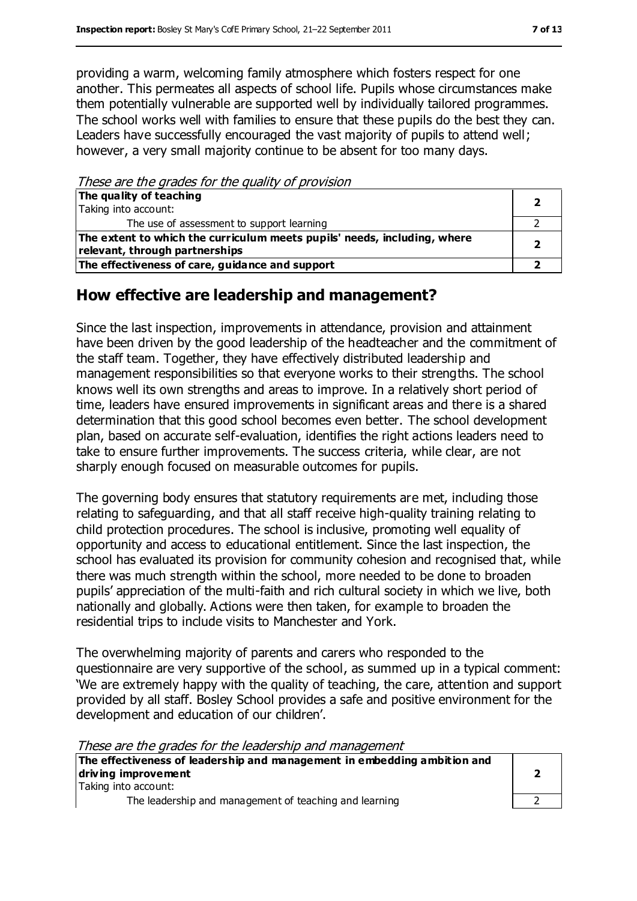providing a warm, welcoming family atmosphere which fosters respect for one another. This permeates all aspects of school life. Pupils whose circumstances make them potentially vulnerable are supported well by individually tailored programmes. The school works well with families to ensure that these pupils do the best they can. Leaders have successfully encouraged the vast majority of pupils to attend well; however, a very small majority continue to be absent for too many days.

*These are the grades for the quality of provision*

| | |
|---|---|
| **The quality of teaching**<br>Taking into account: | **2** |
| The use of assessment to support learning | 2 |
| **The extent to which the curriculum meets pupils' needs, including, where relevant, through partnerships** | **2** |
| **The effectiveness of care, guidance and support** | **2** |

## How effective are leadership and management?

Since the last inspection, improvements in attendance, provision and attainment have been driven by the good leadership of the headteacher and the commitment of the staff team. Together, they have effectively distributed leadership and management responsibilities so that everyone works to their strengths. The school knows well its own strengths and areas to improve. In a relatively short period of time, leaders have ensured improvements in significant areas and there is a shared determination that this good school becomes even better. The school development plan, based on accurate self-evaluation, identifies the right actions leaders need to take to ensure further improvements. The success criteria, while clear, are not sharply enough focused on measurable outcomes for pupils.

The governing body ensures that statutory requirements are met, including those relating to safeguarding, and that all staff receive high-quality training relating to child protection procedures. The school is inclusive, promoting well equality of opportunity and access to educational entitlement. Since the last inspection, the school has evaluated its provision for community cohesion and recognised that, while there was much strength within the school, more needed to be done to broaden pupils' appreciation of the multi-faith and rich cultural society in which we live, both nationally and globally. Actions were then taken, for example to broaden the residential trips to include visits to Manchester and York.

The overwhelming majority of parents and carers who responded to the questionnaire are very supportive of the school, as summed up in a typical comment: 'We are extremely happy with the quality of teaching, the care, attention and support provided by all staff. Bosley School provides a safe and positive environment for the development and education of our children'.

*These are the grades for the leadership and management*

| | |
|---|---|
| **The effectiveness of leadership and management in embedding ambition and driving improvement**<br>Taking into account: | **2** |
| The leadership and management of teaching and learning | 2 |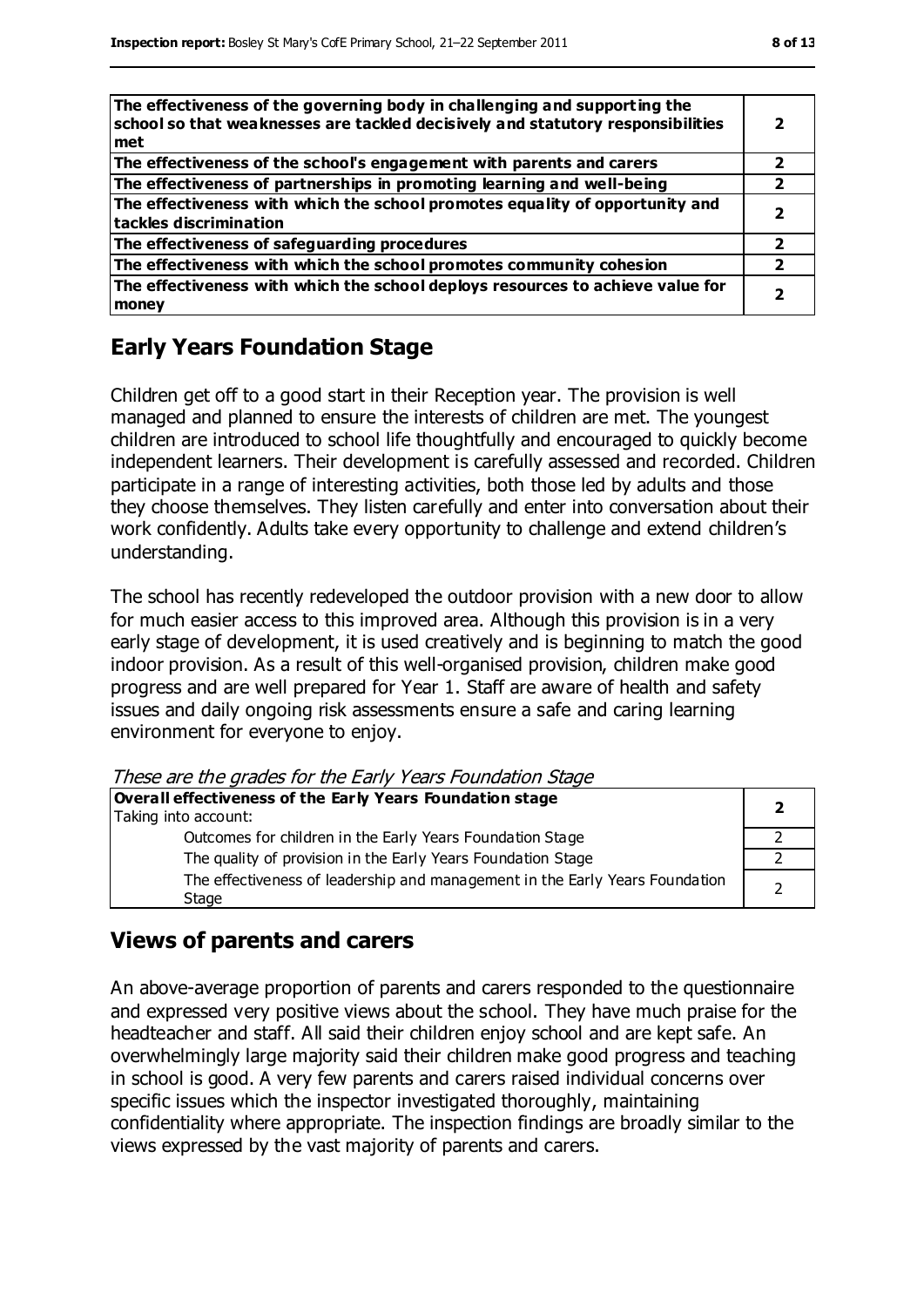| | |
|---|---|
| **The effectiveness of the governing body in challenging and supporting the school so that weaknesses are tackled decisively and statutory responsibilities met** | **2** |
| **The effectiveness of the school's engagement with parents and carers** | **2** |
| **The effectiveness of partnerships in promoting learning and well-being** | **2** |
| **The effectiveness with which the school promotes equality of opportunity and tackles discrimination** | **2** |
| **The effectiveness of safeguarding procedures** | **2** |
| **The effectiveness with which the school promotes community cohesion** | **2** |
| **The effectiveness with which the school deploys resources to achieve value for money** | **2** |

## Early Years Foundation Stage

Children get off to a good start in their Reception year. The provision is well managed and planned to ensure the interests of children are met. The youngest children are introduced to school life thoughtfully and encouraged to quickly become independent learners. Their development is carefully assessed and recorded. Children participate in a range of interesting activities, both those led by adults and those they choose themselves. They listen carefully and enter into conversation about their work confidently. Adults take every opportunity to challenge and extend children's understanding.

The school has recently redeveloped the outdoor provision with a new door to allow for much easier access to this improved area. Although this provision is in a very early stage of development, it is used creatively and is beginning to match the good indoor provision. As a result of this well-organised provision, children make good progress and are well prepared for Year 1. Staff are aware of health and safety issues and daily ongoing risk assessments ensure a safe and caring learning environment for everyone to enjoy.

*These are the grades for the Early Years Foundation Stage*

| | |
|---|---|
| **Overall effectiveness of the Early Years Foundation stage**<br>Taking into account: | **2** |
| Outcomes for children in the Early Years Foundation Stage | 2 |
| The quality of provision in the Early Years Foundation Stage | 2 |
| The effectiveness of leadership and management in the Early Years Foundation Stage | 2 |

## Views of parents and carers

An above-average proportion of parents and carers responded to the questionnaire and expressed very positive views about the school. They have much praise for the headteacher and staff. All said their children enjoy school and are kept safe. An overwhelmingly large majority said their children make good progress and teaching in school is good. A very few parents and carers raised individual concerns over specific issues which the inspector investigated thoroughly, maintaining confidentiality where appropriate. The inspection findings are broadly similar to the views expressed by the vast majority of parents and carers.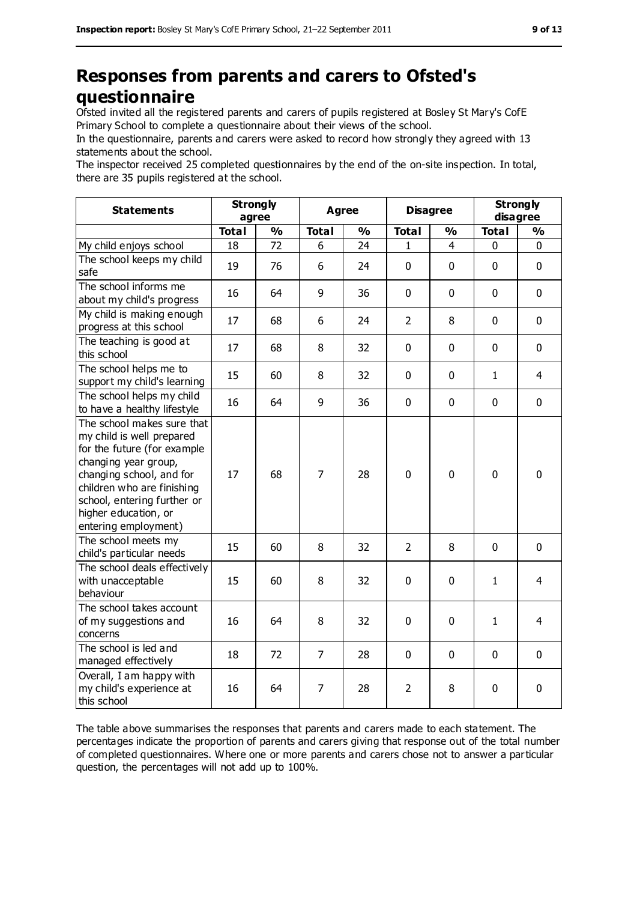# Responses from parents and carers to Ofsted's questionnaire

Ofsted invited all the registered parents and carers of pupils registered at Bosley St Mary's CofE Primary School to complete a questionnaire about their views of the school.

In the questionnaire, parents and carers were asked to record how strongly they agreed with 13 statements about the school.

The inspector received 25 completed questionnaires by the end of the on-site inspection. In total, there are 35 pupils registered at the school.

| Statements | Strongly agree | | Agree | | Disagree | | Strongly disagree | |
|---|---|---|---|---|---|---|---|---|
| | **Total** | **%** | **Total** | **%** | **Total** | **%** | **Total** | **%** |
| My child enjoys school | 18 | 72 | 6 | 24 | 1 | 4 | 0 | 0 |
| The school keeps my child safe | 19 | 76 | 6 | 24 | 0 | 0 | 0 | 0 |
| The school informs me about my child's progress | 16 | 64 | 9 | 36 | 0 | 0 | 0 | 0 |
| My child is making enough progress at this school | 17 | 68 | 6 | 24 | 2 | 8 | 0 | 0 |
| The teaching is good at this school | 17 | 68 | 8 | 32 | 0 | 0 | 0 | 0 |
| The school helps me to support my child's learning | 15 | 60 | 8 | 32 | 0 | 0 | 1 | 4 |
| The school helps my child to have a healthy lifestyle | 16 | 64 | 9 | 36 | 0 | 0 | 0 | 0 |
| The school makes sure that my child is well prepared for the future (for example changing year group, changing school, and for children who are finishing school, entering further or higher education, or entering employment) | 17 | 68 | 7 | 28 | 0 | 0 | 0 | 0 |
| The school meets my child's particular needs | 15 | 60 | 8 | 32 | 2 | 8 | 0 | 0 |
| The school deals effectively with unacceptable behaviour | 15 | 60 | 8 | 32 | 0 | 0 | 1 | 4 |
| The school takes account of my suggestions and concerns | 16 | 64 | 8 | 32 | 0 | 0 | 1 | 4 |
| The school is led and managed effectively | 18 | 72 | 7 | 28 | 0 | 0 | 0 | 0 |
| Overall, I am happy with my child's experience at this school | 16 | 64 | 7 | 28 | 2 | 8 | 0 | 0 |

The table above summarises the responses that parents and carers made to each statement. The percentages indicate the proportion of parents and carers giving that response out of the total number of completed questionnaires. Where one or more parents and carers chose not to answer a particular question, the percentages will not add up to 100%.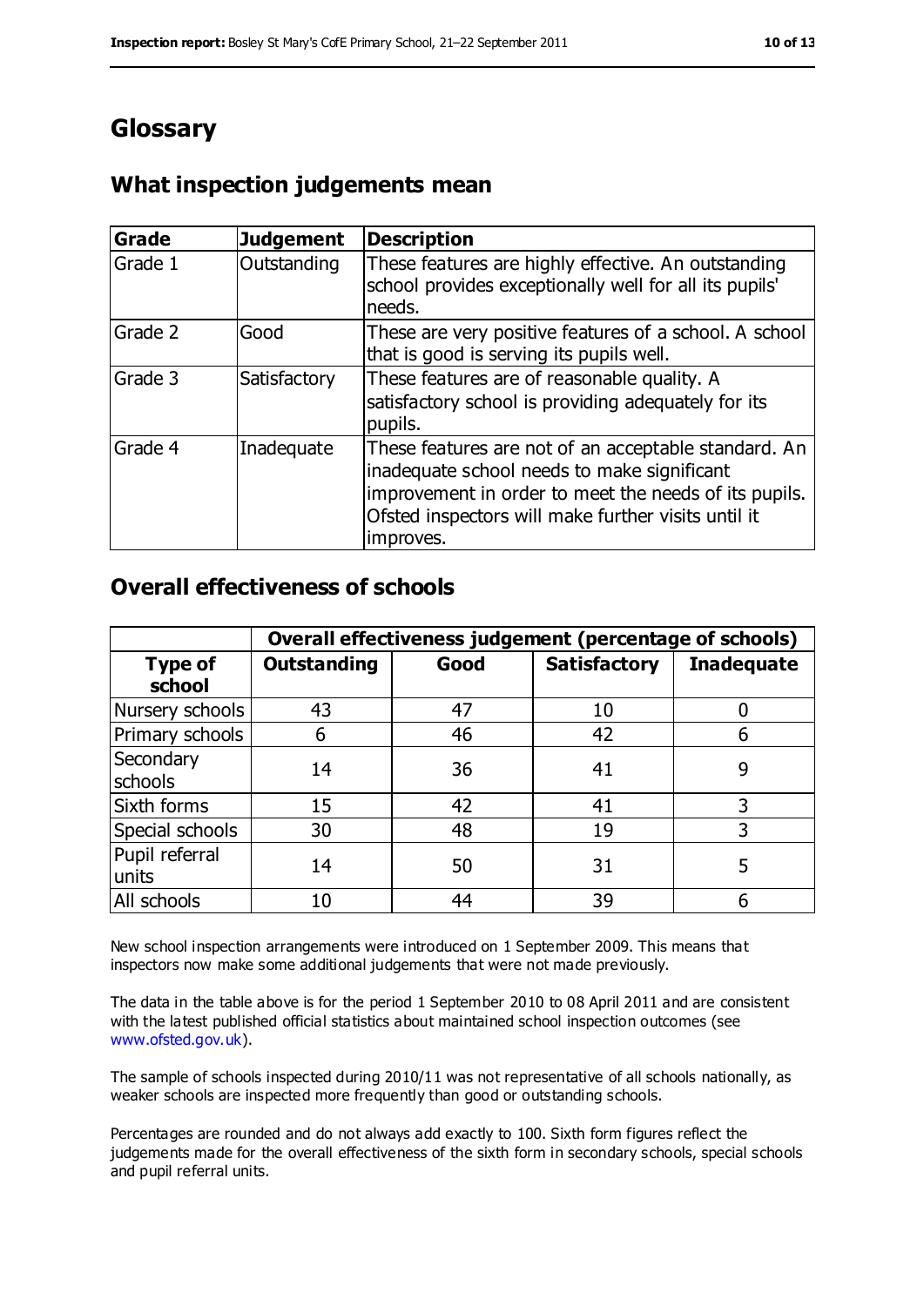# Glossary

## What inspection judgements mean

| Grade | Judgement | Description |
|---|---|---|
| Grade 1 | Outstanding | These features are highly effective. An outstanding school provides exceptionally well for all its pupils' needs. |
| Grade 2 | Good | These are very positive features of a school. A school that is good is serving its pupils well. |
| Grade 3 | Satisfactory | These features are of reasonable quality. A satisfactory school is providing adequately for its pupils. |
| Grade 4 | Inadequate | These features are not of an acceptable standard. An inadequate school needs to make significant improvement in order to meet the needs of its pupils. Ofsted inspectors will make further visits until it improves. |

## Overall effectiveness of schools

| | Overall effectiveness judgement (percentage of schools) | | | |
|---|---|---|---|---|
| **Type of school** | **Outstanding** | **Good** | **Satisfactory** | **Inadequate** |
| Nursery schools | 43 | 47 | 10 | 0 |
| Primary schools | 6 | 46 | 42 | 6 |
| Secondary schools | 14 | 36 | 41 | 9 |
| Sixth forms | 15 | 42 | 41 | 3 |
| Special schools | 30 | 48 | 19 | 3 |
| Pupil referral units | 14 | 50 | 31 | 5 |
| All schools | 10 | 44 | 39 | 6 |

New school inspection arrangements were introduced on 1 September 2009. This means that inspectors now make some additional judgements that were not made previously.

The data in the table above is for the period 1 September 2010 to 08 April 2011 and are consistent with the latest published official statistics about maintained school inspection outcomes (see www.ofsted.gov.uk).

The sample of schools inspected during 2010/11 was not representative of all schools nationally, as weaker schools are inspected more frequently than good or outstanding schools.

Percentages are rounded and do not always add exactly to 100. Sixth form figures reflect the judgements made for the overall effectiveness of the sixth form in secondary schools, special schools and pupil referral units.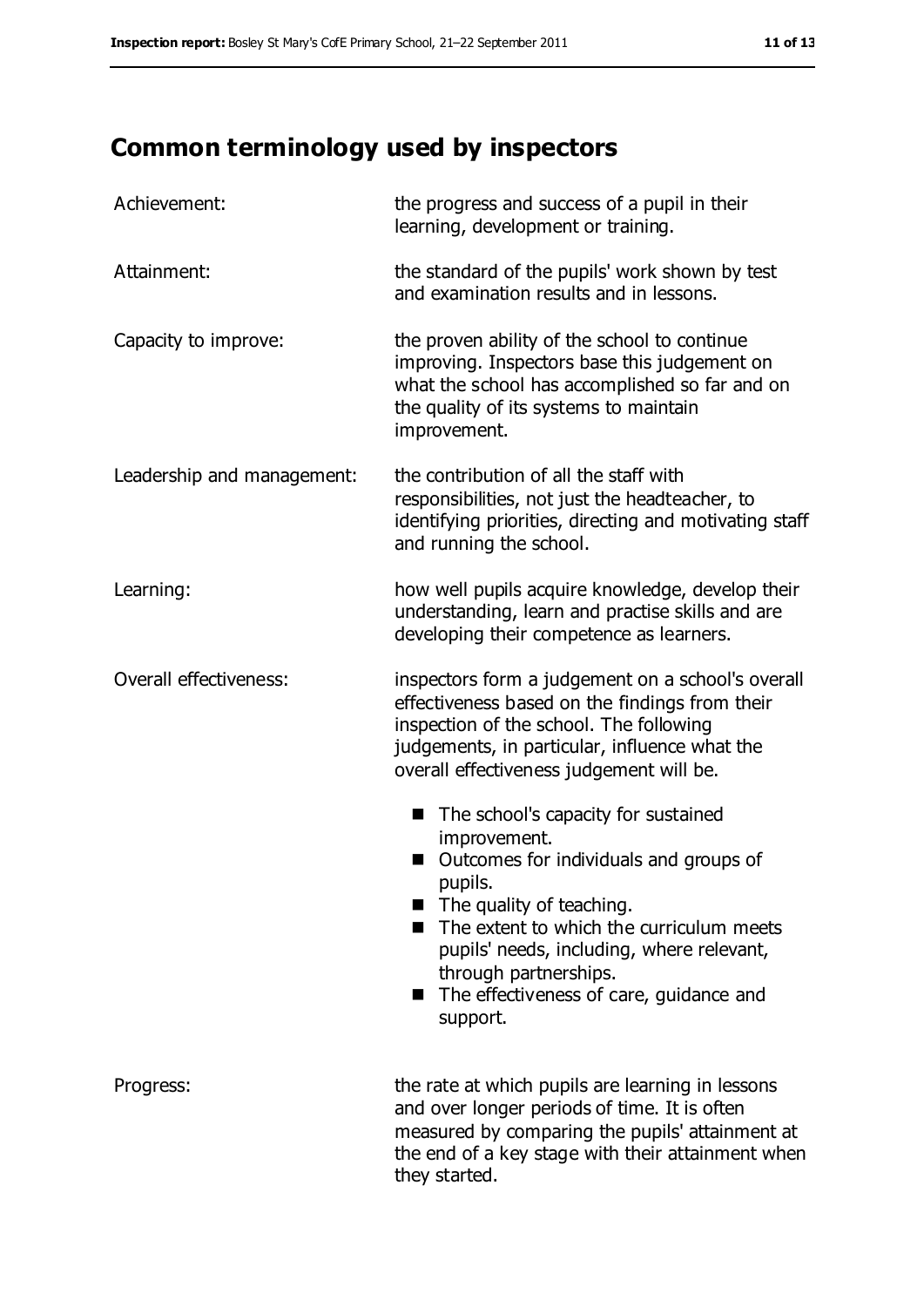## Common terminology used by inspectors

| | |
|---|---|
| Achievement: | the progress and success of a pupil in their learning, development or training. |
| Attainment: | the standard of the pupils' work shown by test and examination results and in lessons. |
| Capacity to improve: | the proven ability of the school to continue improving. Inspectors base this judgement on what the school has accomplished so far and on the quality of its systems to maintain improvement. |
| Leadership and management: | the contribution of all the staff with responsibilities, not just the headteacher, to identifying priorities, directing and motivating staff and running the school. |
| Learning: | how well pupils acquire knowledge, develop their understanding, learn and practise skills and are developing their competence as learners. |
| Overall effectiveness: | inspectors form a judgement on a school's overall effectiveness based on the findings from their inspection of the school. The following judgements, in particular, influence what the overall effectiveness judgement will be.<br>■ The school's capacity for sustained improvement.<br>■ Outcomes for individuals and groups of pupils.<br>■ The quality of teaching.<br>■ The extent to which the curriculum meets pupils' needs, including, where relevant, through partnerships.<br>■ The effectiveness of care, guidance and support. |
| Progress: | the rate at which pupils are learning in lessons and over longer periods of time. It is often measured by comparing the pupils' attainment at the end of a key stage with their attainment when they started. |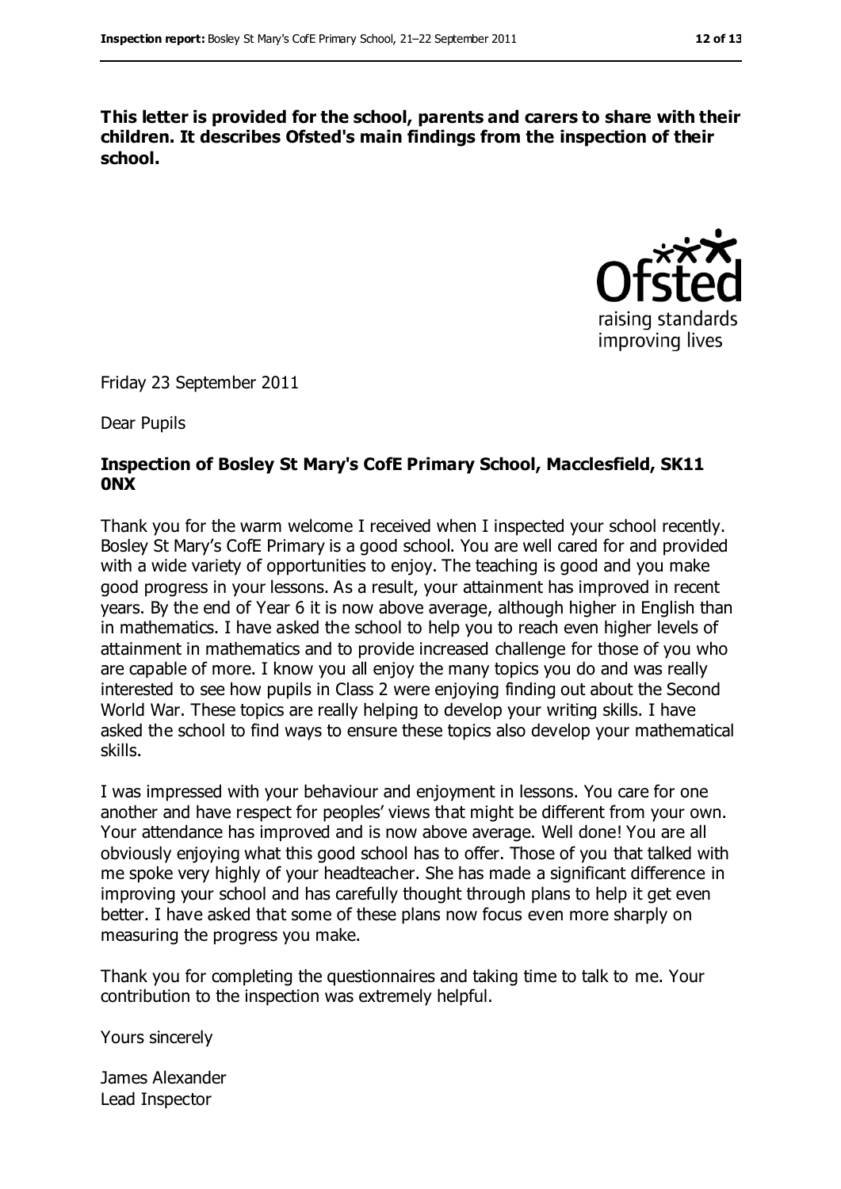**This letter is provided for the school, parents and carers to share with their children. It describes Ofsted's main findings from the inspection of their school.**

Friday 23 September 2011

Dear Pupils

**Inspection of Bosley St Mary's CofE Primary School, Macclesfield, SK11 0NX**

Thank you for the warm welcome I received when I inspected your school recently. Bosley St Mary's CofE Primary is a good school. You are well cared for and provided with a wide variety of opportunities to enjoy. The teaching is good and you make good progress in your lessons. As a result, your attainment has improved in recent years. By the end of Year 6 it is now above average, although higher in English than in mathematics. I have asked the school to help you to reach even higher levels of attainment in mathematics and to provide increased challenge for those of you who are capable of more. I know you all enjoy the many topics you do and was really interested to see how pupils in Class 2 were enjoying finding out about the Second World War. These topics are really helping to develop your writing skills. I have asked the school to find ways to ensure these topics also develop your mathematical skills.

I was impressed with your behaviour and enjoyment in lessons. You care for one another and have respect for peoples' views that might be different from your own. Your attendance has improved and is now above average. Well done! You are all obviously enjoying what this good school has to offer. Those of you that talked with me spoke very highly of your headteacher. She has made a significant difference in improving your school and has carefully thought through plans to help it get even better. I have asked that some of these plans now focus even more sharply on measuring the progress you make.

Thank you for completing the questionnaires and taking time to talk to me. Your contribution to the inspection was extremely helpful.

Yours sincerely

James Alexander
Lead Inspector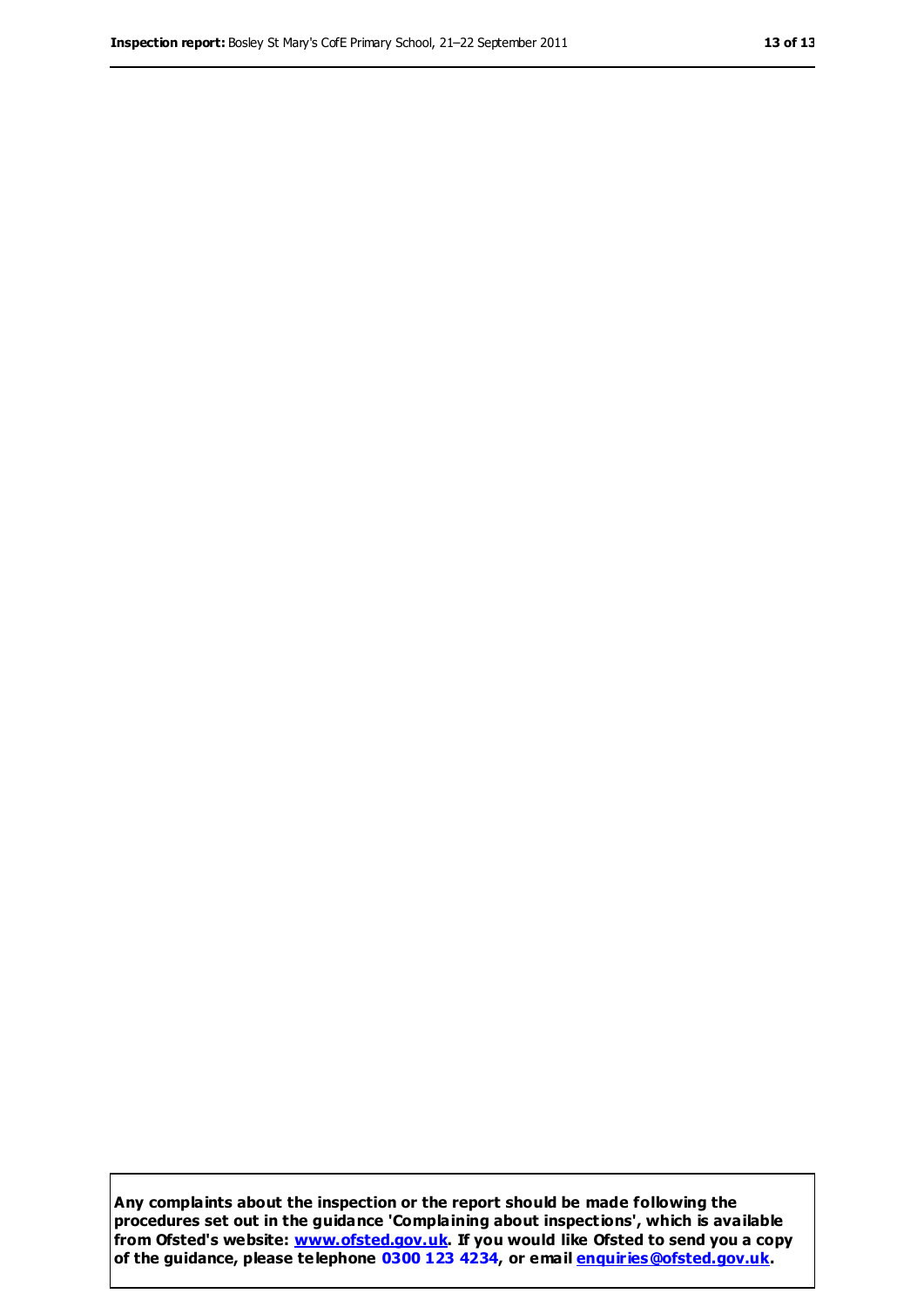**Any complaints about the inspection or the report should be made following the procedures set out in the guidance 'Complaining about inspections', which is available from Ofsted's website: www.ofsted.gov.uk. If you would like Ofsted to send you a copy of the guidance, please telephone 0300 123 4234, or email enquiries@ofsted.gov.uk.**